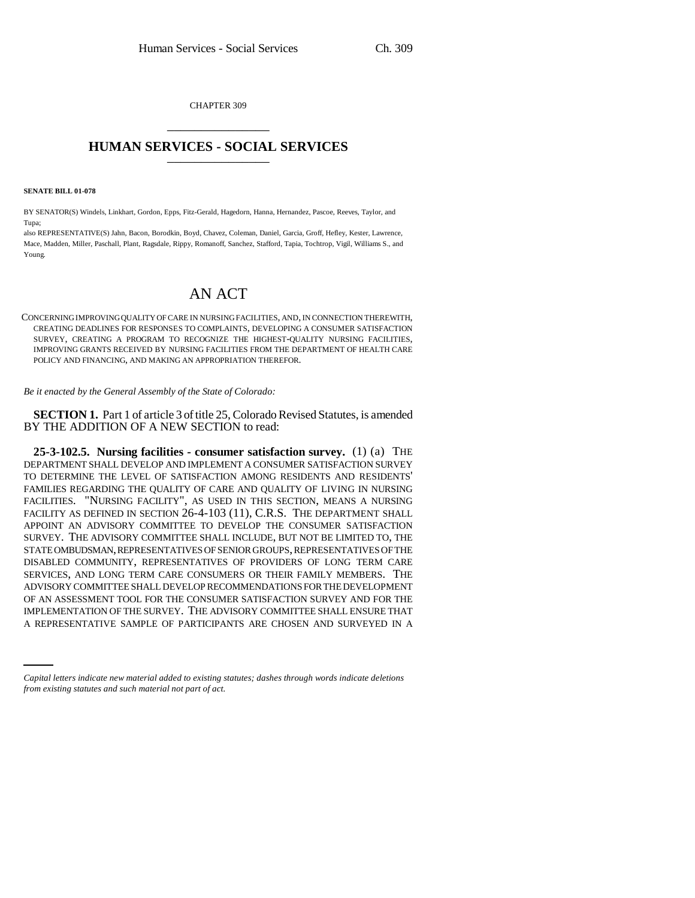CHAPTER 309

# HUMAN SERVICES - SOCIAL SERVICES

**SENATE BILL 01-078**

BY SENATOR(S) Windels, Linkhart, Gordon, Epps, Fitz-Gerald, Hagedorn, Hanna, Hernandez, Pascoe, Reeves, Taylor, and Tupa;

also REPRESENTATIVE(S) Jahn, Bacon, Borodkin, Boyd, Chavez, Coleman, Daniel, Garcia, Groff, Hefley, Kester, Lawrence, Mace, Madden, Miller, Paschall, Plant, Ragsdale, Rippy, Romanoff, Sanchez, Stafford, Tapia, Tochtrop, Vigil, Williams S., and Young.

## AN ACT

CONCERNING IMPROVING QUALITY OF CARE IN NURSING FACILITIES, AND, IN CONNECTION THEREWITH, CREATING DEADLINES FOR RESPONSES TO COMPLAINTS, DEVELOPING A CONSUMER SATISFACTION SURVEY, CREATING A PROGRAM TO RECOGNIZE THE HIGHEST-QUALITY NURSING FACILITIES, IMPROVING GRANTS RECEIVED BY NURSING FACILITIES FROM THE DEPARTMENT OF HEALTH CARE POLICY AND FINANCING, AND MAKING AN APPROPRIATION THEREFOR.

*Be it enacted by the General Assembly of the State of Colorado:*

**SECTION 1.** Part 1 of article 3 of title 25, Colorado Revised Statutes, is amended BY THE ADDITION OF A NEW SECTION to read:

**25-3-102.5. Nursing facilities - consumer satisfaction survey.** (1) (a) THE DEPARTMENT SHALL DEVELOP AND IMPLEMENT A CONSUMER SATISFACTION SURVEY TO DETERMINE THE LEVEL OF SATISFACTION AMONG RESIDENTS AND RESIDENTS' FAMILIES REGARDING THE QUALITY OF CARE AND QUALITY OF LIVING IN NURSING FACILITIES. "NURSING FACILITY", AS USED IN THIS SECTION, MEANS A NURSING FACILITY AS DEFINED IN SECTION 26-4-103 (11), C.R.S. THE DEPARTMENT SHALL APPOINT AN ADVISORY COMMITTEE TO DEVELOP THE CONSUMER SATISFACTION SURVEY. THE ADVISORY COMMITTEE SHALL INCLUDE, BUT NOT BE LIMITED TO, THE STATE OMBUDSMAN, REPRESENTATIVES OF SENIOR GROUPS, REPRESENTATIVES OF THE DISABLED COMMUNITY, REPRESENTATIVES OF PROVIDERS OF LONG TERM CARE SERVICES, AND LONG TERM CARE CONSUMERS OR THEIR FAMILY MEMBERS. THE ADVISORY COMMITTEE SHALL DEVELOP RECOMMENDATIONS FOR THE DEVELOPMENT OF AN ASSESSMENT TOOL FOR THE CONSUMER SATISFACTION SURVEY AND FOR THE IMPLEMENTATION OF THE SURVEY. THE ADVISORY COMMITTEE SHALL ENSURE THAT A REPRESENTATIVE SAMPLE OF PARTICIPANTS ARE CHOSEN AND SURVEYED IN A

*Capital letters indicate new material added to existing statutes; dashes through words indicate deletions from existing statutes and such material not part of act.*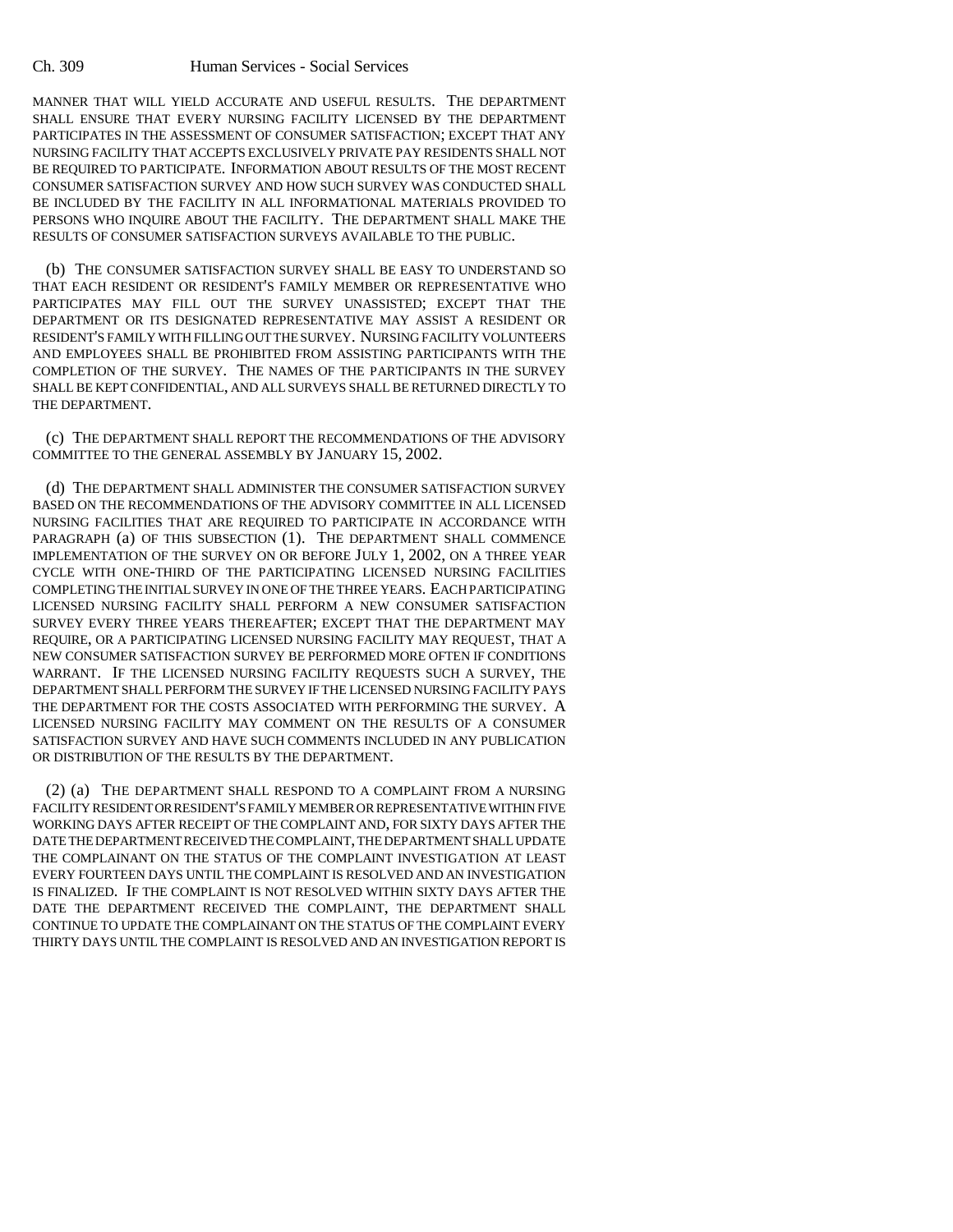MANNER THAT WILL YIELD ACCURATE AND USEFUL RESULTS. THE DEPARTMENT SHALL ENSURE THAT EVERY NURSING FACILITY LICENSED BY THE DEPARTMENT PARTICIPATES IN THE ASSESSMENT OF CONSUMER SATISFACTION; EXCEPT THAT ANY NURSING FACILITY THAT ACCEPTS EXCLUSIVELY PRIVATE PAY RESIDENTS SHALL NOT BE REQUIRED TO PARTICIPATE. INFORMATION ABOUT RESULTS OF THE MOST RECENT CONSUMER SATISFACTION SURVEY AND HOW SUCH SURVEY WAS CONDUCTED SHALL BE INCLUDED BY THE FACILITY IN ALL INFORMATIONAL MATERIALS PROVIDED TO PERSONS WHO INQUIRE ABOUT THE FACILITY. THE DEPARTMENT SHALL MAKE THE RESULTS OF CONSUMER SATISFACTION SURVEYS AVAILABLE TO THE PUBLIC.

(b) THE CONSUMER SATISFACTION SURVEY SHALL BE EASY TO UNDERSTAND SO THAT EACH RESIDENT OR RESIDENT'S FAMILY MEMBER OR REPRESENTATIVE WHO PARTICIPATES MAY FILL OUT THE SURVEY UNASSISTED; EXCEPT THAT THE DEPARTMENT OR ITS DESIGNATED REPRESENTATIVE MAY ASSIST A RESIDENT OR RESIDENT'S FAMILY WITH FILLING OUT THE SURVEY. NURSING FACILITY VOLUNTEERS AND EMPLOYEES SHALL BE PROHIBITED FROM ASSISTING PARTICIPANTS WITH THE COMPLETION OF THE SURVEY. THE NAMES OF THE PARTICIPANTS IN THE SURVEY SHALL BE KEPT CONFIDENTIAL, AND ALL SURVEYS SHALL BE RETURNED DIRECTLY TO THE DEPARTMENT.

(c) THE DEPARTMENT SHALL REPORT THE RECOMMENDATIONS OF THE ADVISORY COMMITTEE TO THE GENERAL ASSEMBLY BY JANUARY 15, 2002.

(d) THE DEPARTMENT SHALL ADMINISTER THE CONSUMER SATISFACTION SURVEY BASED ON THE RECOMMENDATIONS OF THE ADVISORY COMMITTEE IN ALL LICENSED NURSING FACILITIES THAT ARE REQUIRED TO PARTICIPATE IN ACCORDANCE WITH PARAGRAPH (a) OF THIS SUBSECTION (1). THE DEPARTMENT SHALL COMMENCE IMPLEMENTATION OF THE SURVEY ON OR BEFORE JULY 1, 2002, ON A THREE YEAR CYCLE WITH ONE-THIRD OF THE PARTICIPATING LICENSED NURSING FACILITIES COMPLETING THE INITIAL SURVEY IN ONE OF THE THREE YEARS. EACH PARTICIPATING LICENSED NURSING FACILITY SHALL PERFORM A NEW CONSUMER SATISFACTION SURVEY EVERY THREE YEARS THEREAFTER; EXCEPT THAT THE DEPARTMENT MAY REQUIRE, OR A PARTICIPATING LICENSED NURSING FACILITY MAY REQUEST, THAT A NEW CONSUMER SATISFACTION SURVEY BE PERFORMED MORE OFTEN IF CONDITIONS WARRANT. IF THE LICENSED NURSING FACILITY REQUESTS SUCH A SURVEY, THE DEPARTMENT SHALL PERFORM THE SURVEY IF THE LICENSED NURSING FACILITY PAYS THE DEPARTMENT FOR THE COSTS ASSOCIATED WITH PERFORMING THE SURVEY. A LICENSED NURSING FACILITY MAY COMMENT ON THE RESULTS OF A CONSUMER SATISFACTION SURVEY AND HAVE SUCH COMMENTS INCLUDED IN ANY PUBLICATION OR DISTRIBUTION OF THE RESULTS BY THE DEPARTMENT.

(2) (a) THE DEPARTMENT SHALL RESPOND TO A COMPLAINT FROM A NURSING FACILITY RESIDENT OR RESIDENT'S FAMILY MEMBER OR REPRESENTATIVE WITHIN FIVE WORKING DAYS AFTER RECEIPT OF THE COMPLAINT AND, FOR SIXTY DAYS AFTER THE DATE THE DEPARTMENT RECEIVED THE COMPLAINT, THE DEPARTMENT SHALL UPDATE THE COMPLAINANT ON THE STATUS OF THE COMPLAINT INVESTIGATION AT LEAST EVERY FOURTEEN DAYS UNTIL THE COMPLAINT IS RESOLVED AND AN INVESTIGATION IS FINALIZED. IF THE COMPLAINT IS NOT RESOLVED WITHIN SIXTY DAYS AFTER THE DATE THE DEPARTMENT RECEIVED THE COMPLAINT, THE DEPARTMENT SHALL CONTINUE TO UPDATE THE COMPLAINANT ON THE STATUS OF THE COMPLAINT EVERY THIRTY DAYS UNTIL THE COMPLAINT IS RESOLVED AND AN INVESTIGATION REPORT IS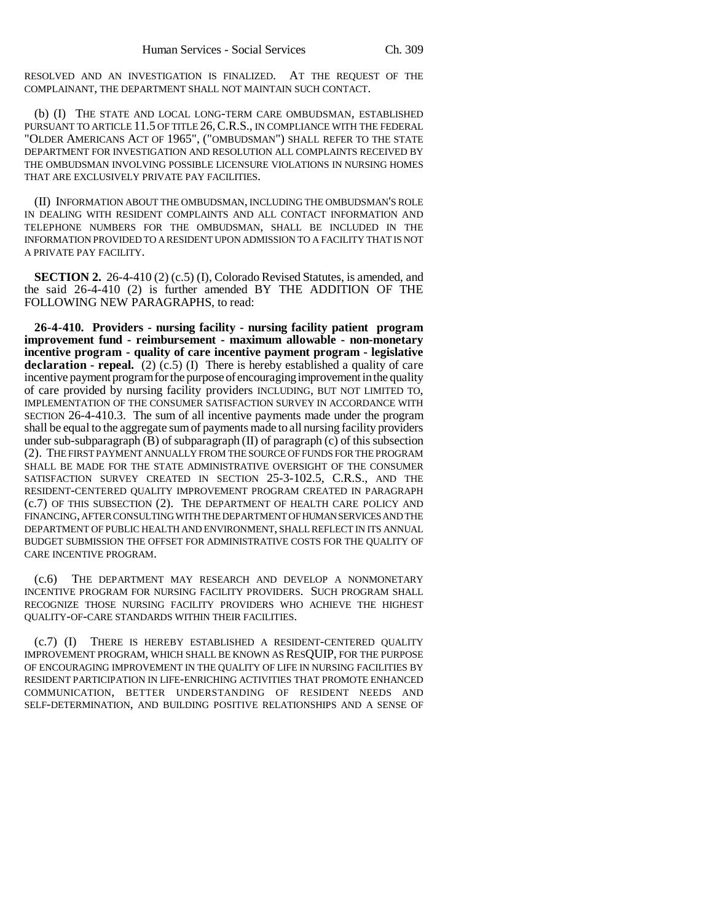RESOLVED AND AN INVESTIGATION IS FINALIZED. AT THE REQUEST OF THE COMPLAINANT, THE DEPARTMENT SHALL NOT MAINTAIN SUCH CONTACT.

(b) (I) THE STATE AND LOCAL LONG-TERM CARE OMBUDSMAN, ESTABLISHED PURSUANT TO ARTICLE 11.5 OF TITLE 26, C.R.S., IN COMPLIANCE WITH THE FEDERAL "OLDER AMERICANS ACT OF 1965", ("OMBUDSMAN") SHALL REFER TO THE STATE DEPARTMENT FOR INVESTIGATION AND RESOLUTION ALL COMPLAINTS RECEIVED BY THE OMBUDSMAN INVOLVING POSSIBLE LICENSURE VIOLATIONS IN NURSING HOMES THAT ARE EXCLUSIVELY PRIVATE PAY FACILITIES.

(II) INFORMATION ABOUT THE OMBUDSMAN, INCLUDING THE OMBUDSMAN'S ROLE IN DEALING WITH RESIDENT COMPLAINTS AND ALL CONTACT INFORMATION AND TELEPHONE NUMBERS FOR THE OMBUDSMAN, SHALL BE INCLUDED IN THE INFORMATION PROVIDED TO A RESIDENT UPON ADMISSION TO A FACILITY THAT IS NOT A PRIVATE PAY FACILITY.

**SECTION 2.** 26-4-410 (2) (c.5) (I), Colorado Revised Statutes, is amended, and the said 26-4-410 (2) is further amended BY THE ADDITION OF THE FOLLOWING NEW PARAGRAPHS, to read:

**26-4-410. Providers - nursing facility - nursing facility patient program improvement fund - reimbursement - maximum allowable - non-monetary incentive program - quality of care incentive payment program - legislative declaration - repeal.** (2) (c.5) (I) There is hereby established a quality of care incentive payment program for the purpose of encouraging improvement in the quality of care provided by nursing facility providers INCLUDING, BUT NOT LIMITED TO, IMPLEMENTATION OF THE CONSUMER SATISFACTION SURVEY IN ACCORDANCE WITH SECTION 26-4-410.3. The sum of all incentive payments made under the program shall be equal to the aggregate sum of payments made to all nursing facility providers under sub-subparagraph (B) of subparagraph (II) of paragraph (c) of this subsection (2). THE FIRST PAYMENT ANNUALLY FROM THE SOURCE OF FUNDS FOR THE PROGRAM SHALL BE MADE FOR THE STATE ADMINISTRATIVE OVERSIGHT OF THE CONSUMER SATISFACTION SURVEY CREATED IN SECTION 25-3-102.5, C.R.S., AND THE RESIDENT-CENTERED QUALITY IMPROVEMENT PROGRAM CREATED IN PARAGRAPH (c.7) OF THIS SUBSECTION (2). THE DEPARTMENT OF HEALTH CARE POLICY AND FINANCING, AFTER CONSULTING WITH THE DEPARTMENT OF HUMAN SERVICES AND THE DEPARTMENT OF PUBLIC HEALTH AND ENVIRONMENT, SHALL REFLECT IN ITS ANNUAL BUDGET SUBMISSION THE OFFSET FOR ADMINISTRATIVE COSTS FOR THE QUALITY OF CARE INCENTIVE PROGRAM.

(c.6) THE DEPARTMENT MAY RESEARCH AND DEVELOP A NONMONETARY INCENTIVE PROGRAM FOR NURSING FACILITY PROVIDERS. SUCH PROGRAM SHALL RECOGNIZE THOSE NURSING FACILITY PROVIDERS WHO ACHIEVE THE HIGHEST QUALITY-OF-CARE STANDARDS WITHIN THEIR FACILITIES.

(c.7) (I) THERE IS HEREBY ESTABLISHED A RESIDENT-CENTERED QUALITY IMPROVEMENT PROGRAM, WHICH SHALL BE KNOWN AS RESQUIP, FOR THE PURPOSE OF ENCOURAGING IMPROVEMENT IN THE QUALITY OF LIFE IN NURSING FACILITIES BY RESIDENT PARTICIPATION IN LIFE-ENRICHING ACTIVITIES THAT PROMOTE ENHANCED COMMUNICATION, BETTER UNDERSTANDING OF RESIDENT NEEDS AND SELF-DETERMINATION, AND BUILDING POSITIVE RELATIONSHIPS AND A SENSE OF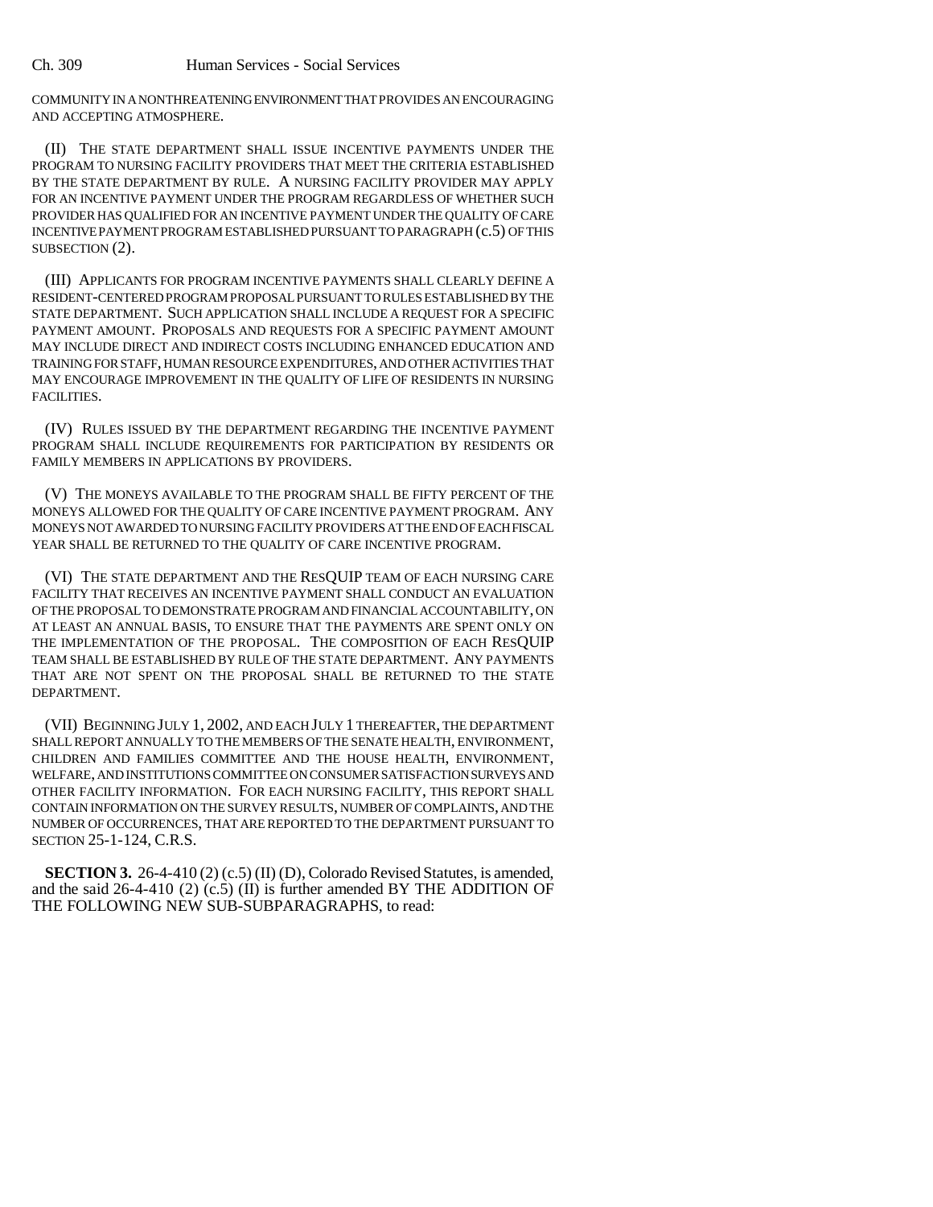COMMUNITY IN A NONTHREATENING ENVIRONMENT THAT PROVIDES AN ENCOURAGING AND ACCEPTING ATMOSPHERE.

(II) THE STATE DEPARTMENT SHALL ISSUE INCENTIVE PAYMENTS UNDER THE PROGRAM TO NURSING FACILITY PROVIDERS THAT MEET THE CRITERIA ESTABLISHED BY THE STATE DEPARTMENT BY RULE. A NURSING FACILITY PROVIDER MAY APPLY FOR AN INCENTIVE PAYMENT UNDER THE PROGRAM REGARDLESS OF WHETHER SUCH PROVIDER HAS QUALIFIED FOR AN INCENTIVE PAYMENT UNDER THE QUALITY OF CARE INCENTIVE PAYMENT PROGRAM ESTABLISHED PURSUANT TO PARAGRAPH (c.5) OF THIS SUBSECTION (2).

(III) APPLICANTS FOR PROGRAM INCENTIVE PAYMENTS SHALL CLEARLY DEFINE A RESIDENT-CENTERED PROGRAM PROPOSAL PURSUANT TO RULES ESTABLISHED BY THE STATE DEPARTMENT. SUCH APPLICATION SHALL INCLUDE A REQUEST FOR A SPECIFIC PAYMENT AMOUNT. PROPOSALS AND REQUESTS FOR A SPECIFIC PAYMENT AMOUNT MAY INCLUDE DIRECT AND INDIRECT COSTS INCLUDING ENHANCED EDUCATION AND TRAINING FOR STAFF, HUMAN RESOURCE EXPENDITURES, AND OTHER ACTIVITIES THAT MAY ENCOURAGE IMPROVEMENT IN THE QUALITY OF LIFE OF RESIDENTS IN NURSING FACILITIES.

(IV) RULES ISSUED BY THE DEPARTMENT REGARDING THE INCENTIVE PAYMENT PROGRAM SHALL INCLUDE REQUIREMENTS FOR PARTICIPATION BY RESIDENTS OR FAMILY MEMBERS IN APPLICATIONS BY PROVIDERS.

(V) THE MONEYS AVAILABLE TO THE PROGRAM SHALL BE FIFTY PERCENT OF THE MONEYS ALLOWED FOR THE QUALITY OF CARE INCENTIVE PAYMENT PROGRAM. ANY MONEYS NOT AWARDED TO NURSING FACILITY PROVIDERS AT THE END OF EACH FISCAL YEAR SHALL BE RETURNED TO THE QUALITY OF CARE INCENTIVE PROGRAM.

(VI) THE STATE DEPARTMENT AND THE RESQUIP TEAM OF EACH NURSING CARE FACILITY THAT RECEIVES AN INCENTIVE PAYMENT SHALL CONDUCT AN EVALUATION OF THE PROPOSAL TO DEMONSTRATE PROGRAM AND FINANCIAL ACCOUNTABILITY, ON AT LEAST AN ANNUAL BASIS, TO ENSURE THAT THE PAYMENTS ARE SPENT ONLY ON THE IMPLEMENTATION OF THE PROPOSAL. THE COMPOSITION OF EACH RESQUIP TEAM SHALL BE ESTABLISHED BY RULE OF THE STATE DEPARTMENT. ANY PAYMENTS THAT ARE NOT SPENT ON THE PROPOSAL SHALL BE RETURNED TO THE STATE DEPARTMENT.

(VII) BEGINNING JULY 1, 2002, AND EACH JULY 1 THEREAFTER, THE DEPARTMENT SHALL REPORT ANNUALLY TO THE MEMBERS OF THE SENATE HEALTH, ENVIRONMENT, CHILDREN AND FAMILIES COMMITTEE AND THE HOUSE HEALTH, ENVIRONMENT, WELFARE, AND INSTITUTIONS COMMITTEE ON CONSUMER SATISFACTION SURVEYS AND OTHER FACILITY INFORMATION. FOR EACH NURSING FACILITY, THIS REPORT SHALL CONTAIN INFORMATION ON THE SURVEY RESULTS, NUMBER OF COMPLAINTS, AND THE NUMBER OF OCCURRENCES, THAT ARE REPORTED TO THE DEPARTMENT PURSUANT TO SECTION 25-1-124, C.R.S.

**SECTION 3.** 26-4-410 (2) (c.5) (II) (D), Colorado Revised Statutes, is amended, and the said 26-4-410 (2) (c.5) (II) is further amended BY THE ADDITION OF THE FOLLOWING NEW SUB-SUBPARAGRAPHS, to read: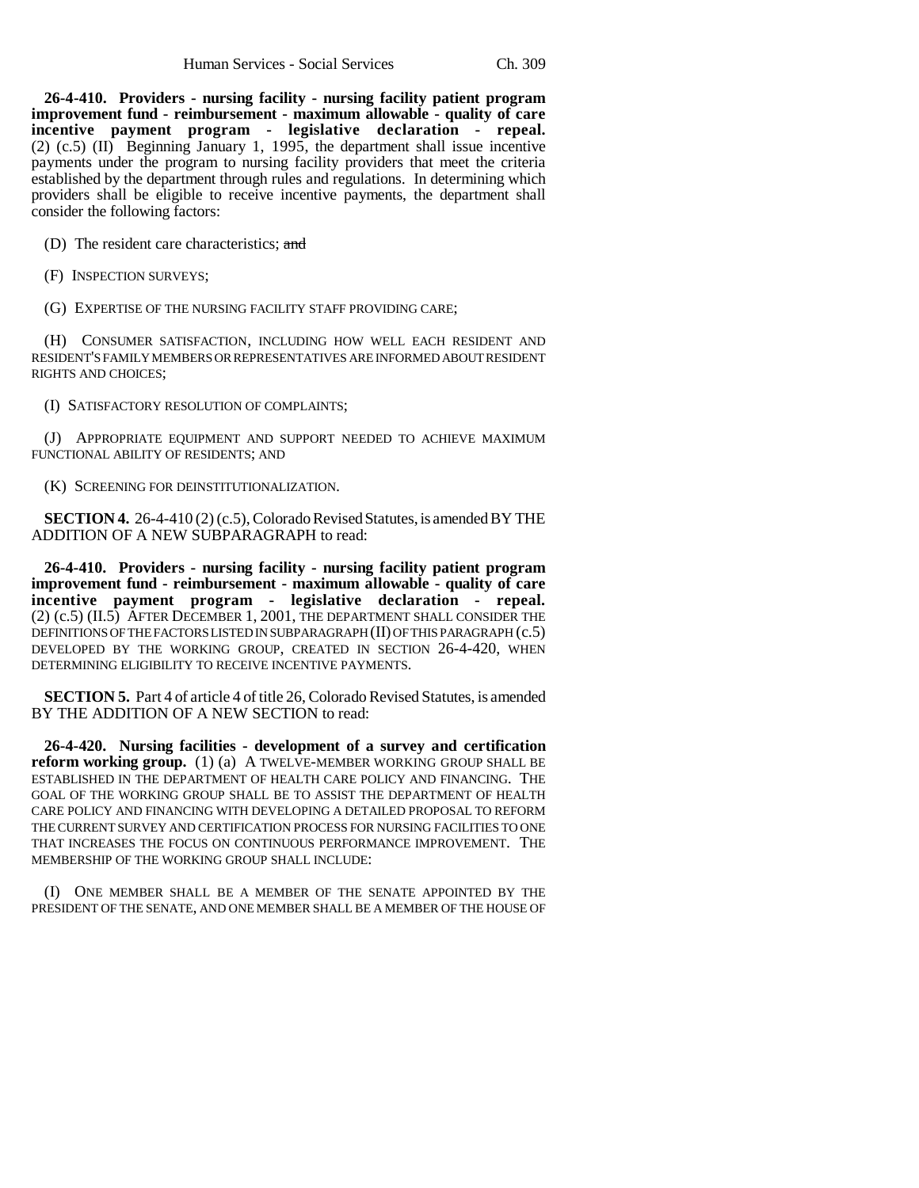**26-4-410. Providers - nursing facility - nursing facility patient program improvement fund - reimbursement - maximum allowable - quality of care incentive payment program - legislative declaration - repeal.** (2) (c.5) (II) Beginning January 1, 1995, the department shall issue incentive payments under the program to nursing facility providers that meet the criteria established by the department through rules and regulations. In determining which providers shall be eligible to receive incentive payments, the department shall consider the following factors:

(D) The resident care characteristics; ~~and~~

(F) INSPECTION SURVEYS;

(G) EXPERTISE OF THE NURSING FACILITY STAFF PROVIDING CARE;

(H) CONSUMER SATISFACTION, INCLUDING HOW WELL EACH RESIDENT AND RESIDENT'S FAMILY MEMBERS OR REPRESENTATIVES ARE INFORMED ABOUT RESIDENT RIGHTS AND CHOICES;

(I) SATISFACTORY RESOLUTION OF COMPLAINTS;

(J) APPROPRIATE EQUIPMENT AND SUPPORT NEEDED TO ACHIEVE MAXIMUM FUNCTIONAL ABILITY OF RESIDENTS; AND

(K) SCREENING FOR DEINSTITUTIONALIZATION.

**SECTION 4.** 26-4-410 (2) (c.5), Colorado Revised Statutes, is amended BY THE ADDITION OF A NEW SUBPARAGRAPH to read:

**26-4-410. Providers - nursing facility - nursing facility patient program improvement fund - reimbursement - maximum allowable - quality of care incentive payment program - legislative declaration - repeal.** (2) (c.5) (II.5) AFTER DECEMBER 1, 2001, THE DEPARTMENT SHALL CONSIDER THE DEFINITIONS OF THE FACTORS LISTED IN SUBPARAGRAPH (II) OF THIS PARAGRAPH (c.5) DEVELOPED BY THE WORKING GROUP, CREATED IN SECTION 26-4-420, WHEN DETERMINING ELIGIBILITY TO RECEIVE INCENTIVE PAYMENTS.

**SECTION 5.** Part 4 of article 4 of title 26, Colorado Revised Statutes, is amended BY THE ADDITION OF A NEW SECTION to read:

**26-4-420. Nursing facilities - development of a survey and certification reform working group.** (1) (a) A TWELVE-MEMBER WORKING GROUP SHALL BE ESTABLISHED IN THE DEPARTMENT OF HEALTH CARE POLICY AND FINANCING. THE GOAL OF THE WORKING GROUP SHALL BE TO ASSIST THE DEPARTMENT OF HEALTH CARE POLICY AND FINANCING WITH DEVELOPING A DETAILED PROPOSAL TO REFORM THE CURRENT SURVEY AND CERTIFICATION PROCESS FOR NURSING FACILITIES TO ONE THAT INCREASES THE FOCUS ON CONTINUOUS PERFORMANCE IMPROVEMENT. THE MEMBERSHIP OF THE WORKING GROUP SHALL INCLUDE:

(I) ONE MEMBER SHALL BE A MEMBER OF THE SENATE APPOINTED BY THE PRESIDENT OF THE SENATE, AND ONE MEMBER SHALL BE A MEMBER OF THE HOUSE OF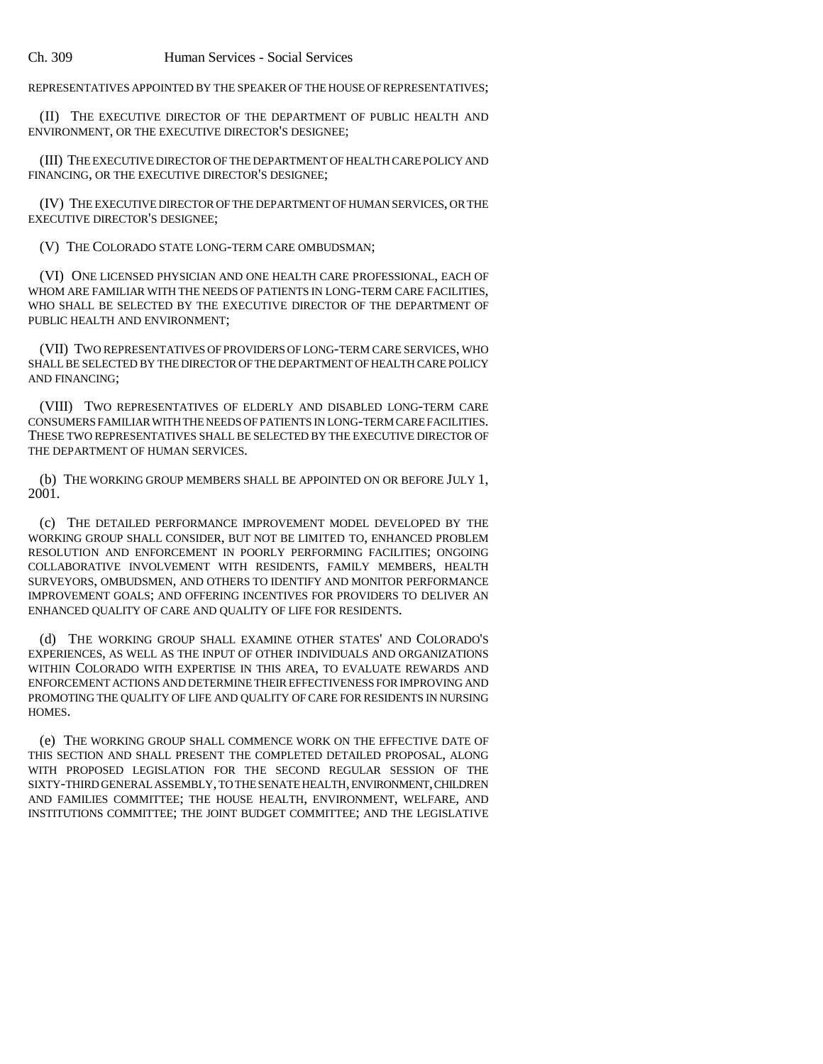REPRESENTATIVES APPOINTED BY THE SPEAKER OF THE HOUSE OF REPRESENTATIVES;

(II) THE EXECUTIVE DIRECTOR OF THE DEPARTMENT OF PUBLIC HEALTH AND ENVIRONMENT, OR THE EXECUTIVE DIRECTOR'S DESIGNEE;

(III) THE EXECUTIVE DIRECTOR OF THE DEPARTMENT OF HEALTH CARE POLICY AND FINANCING, OR THE EXECUTIVE DIRECTOR'S DESIGNEE;

(IV) THE EXECUTIVE DIRECTOR OF THE DEPARTMENT OF HUMAN SERVICES, OR THE EXECUTIVE DIRECTOR'S DESIGNEE;

(V) THE COLORADO STATE LONG-TERM CARE OMBUDSMAN;

(VI) ONE LICENSED PHYSICIAN AND ONE HEALTH CARE PROFESSIONAL, EACH OF WHOM ARE FAMILIAR WITH THE NEEDS OF PATIENTS IN LONG-TERM CARE FACILITIES, WHO SHALL BE SELECTED BY THE EXECUTIVE DIRECTOR OF THE DEPARTMENT OF PUBLIC HEALTH AND ENVIRONMENT;

(VII) TWO REPRESENTATIVES OF PROVIDERS OF LONG-TERM CARE SERVICES, WHO SHALL BE SELECTED BY THE DIRECTOR OF THE DEPARTMENT OF HEALTH CARE POLICY AND FINANCING;

(VIII) TWO REPRESENTATIVES OF ELDERLY AND DISABLED LONG-TERM CARE CONSUMERS FAMILIAR WITH THE NEEDS OF PATIENTS IN LONG-TERM CARE FACILITIES. THESE TWO REPRESENTATIVES SHALL BE SELECTED BY THE EXECUTIVE DIRECTOR OF THE DEPARTMENT OF HUMAN SERVICES.

(b) THE WORKING GROUP MEMBERS SHALL BE APPOINTED ON OR BEFORE JULY 1, 2001.

(c) THE DETAILED PERFORMANCE IMPROVEMENT MODEL DEVELOPED BY THE WORKING GROUP SHALL CONSIDER, BUT NOT BE LIMITED TO, ENHANCED PROBLEM RESOLUTION AND ENFORCEMENT IN POORLY PERFORMING FACILITIES; ONGOING COLLABORATIVE INVOLVEMENT WITH RESIDENTS, FAMILY MEMBERS, HEALTH SURVEYORS, OMBUDSMEN, AND OTHERS TO IDENTIFY AND MONITOR PERFORMANCE IMPROVEMENT GOALS; AND OFFERING INCENTIVES FOR PROVIDERS TO DELIVER AN ENHANCED QUALITY OF CARE AND QUALITY OF LIFE FOR RESIDENTS.

(d) THE WORKING GROUP SHALL EXAMINE OTHER STATES' AND COLORADO'S EXPERIENCES, AS WELL AS THE INPUT OF OTHER INDIVIDUALS AND ORGANIZATIONS WITHIN COLORADO WITH EXPERTISE IN THIS AREA, TO EVALUATE REWARDS AND ENFORCEMENT ACTIONS AND DETERMINE THEIR EFFECTIVENESS FOR IMPROVING AND PROMOTING THE QUALITY OF LIFE AND QUALITY OF CARE FOR RESIDENTS IN NURSING HOMES.

(e) THE WORKING GROUP SHALL COMMENCE WORK ON THE EFFECTIVE DATE OF THIS SECTION AND SHALL PRESENT THE COMPLETED DETAILED PROPOSAL, ALONG WITH PROPOSED LEGISLATION FOR THE SECOND REGULAR SESSION OF THE SIXTY-THIRD GENERAL ASSEMBLY, TO THE SENATE HEALTH, ENVIRONMENT, CHILDREN AND FAMILIES COMMITTEE; THE HOUSE HEALTH, ENVIRONMENT, WELFARE, AND INSTITUTIONS COMMITTEE; THE JOINT BUDGET COMMITTEE; AND THE LEGISLATIVE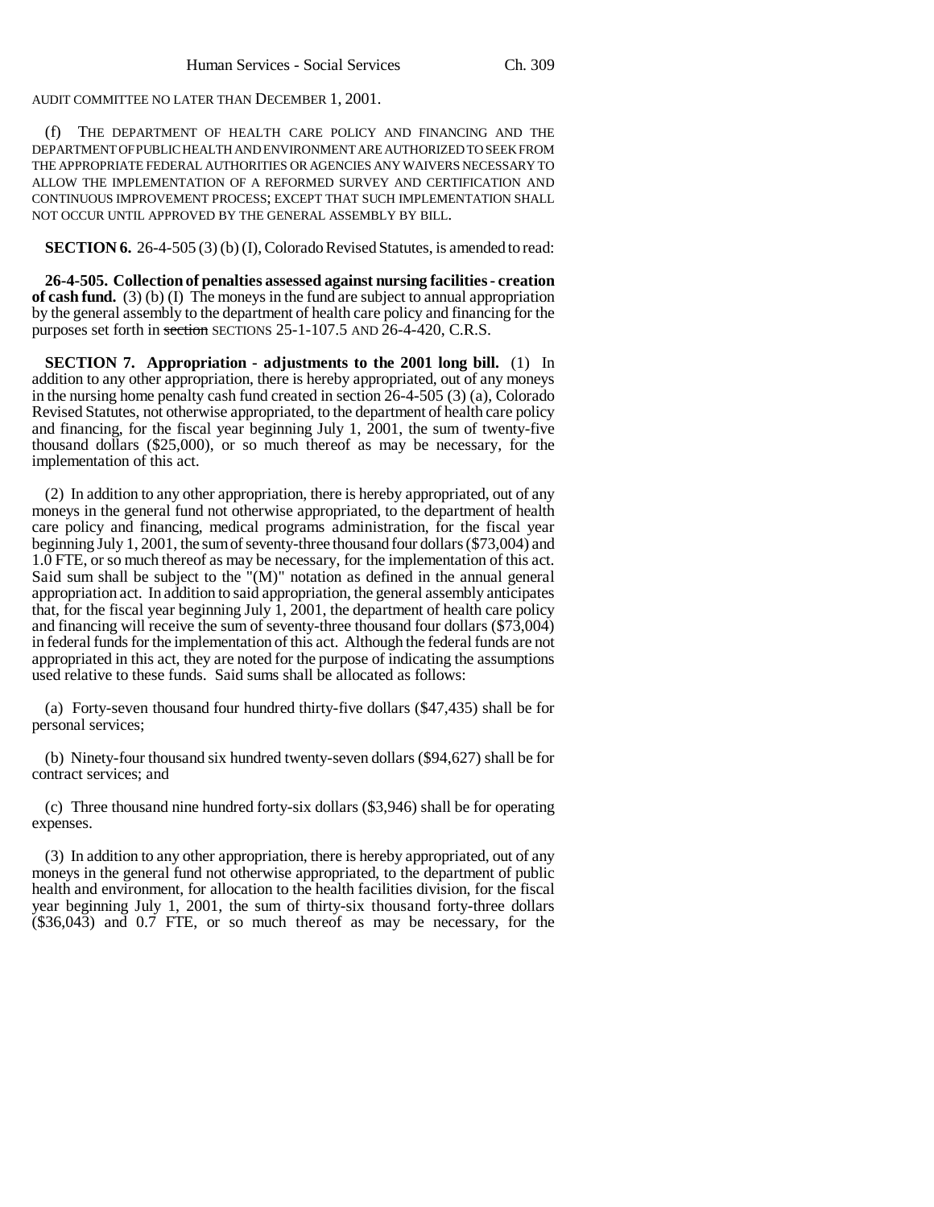AUDIT COMMITTEE NO LATER THAN DECEMBER 1, 2001.

(f) THE DEPARTMENT OF HEALTH CARE POLICY AND FINANCING AND THE DEPARTMENT OF PUBLIC HEALTH AND ENVIRONMENT ARE AUTHORIZED TO SEEK FROM THE APPROPRIATE FEDERAL AUTHORITIES OR AGENCIES ANY WAIVERS NECESSARY TO ALLOW THE IMPLEMENTATION OF A REFORMED SURVEY AND CERTIFICATION AND CONTINUOUS IMPROVEMENT PROCESS; EXCEPT THAT SUCH IMPLEMENTATION SHALL NOT OCCUR UNTIL APPROVED BY THE GENERAL ASSEMBLY BY BILL.

**SECTION 6.** 26-4-505 (3) (b) (I), Colorado Revised Statutes, is amended to read:

**26-4-505. Collection of penalties assessed against nursing facilities - creation of cash fund.** (3) (b) (I) The moneys in the fund are subject to annual appropriation by the general assembly to the department of health care policy and financing for the purposes set forth in ~~section~~ SECTIONS 25-1-107.5 AND 26-4-420, C.R.S.

**SECTION 7. Appropriation - adjustments to the 2001 long bill.** (1) In addition to any other appropriation, there is hereby appropriated, out of any moneys in the nursing home penalty cash fund created in section 26-4-505 (3) (a), Colorado Revised Statutes, not otherwise appropriated, to the department of health care policy and financing, for the fiscal year beginning July 1, 2001, the sum of twenty-five thousand dollars ($25,000), or so much thereof as may be necessary, for the implementation of this act.

(2) In addition to any other appropriation, there is hereby appropriated, out of any moneys in the general fund not otherwise appropriated, to the department of health care policy and financing, medical programs administration, for the fiscal year beginning July 1, 2001, the sum of seventy-three thousand four dollars ($73,004) and 1.0 FTE, or so much thereof as may be necessary, for the implementation of this act. Said sum shall be subject to the "(M)" notation as defined in the annual general appropriation act. In addition to said appropriation, the general assembly anticipates that, for the fiscal year beginning July 1, 2001, the department of health care policy and financing will receive the sum of seventy-three thousand four dollars ($73,004) in federal funds for the implementation of this act. Although the federal funds are not appropriated in this act, they are noted for the purpose of indicating the assumptions used relative to these funds. Said sums shall be allocated as follows:

(a) Forty-seven thousand four hundred thirty-five dollars ($47,435) shall be for personal services;

(b) Ninety-four thousand six hundred twenty-seven dollars ($94,627) shall be for contract services; and

(c) Three thousand nine hundred forty-six dollars ($3,946) shall be for operating expenses.

(3) In addition to any other appropriation, there is hereby appropriated, out of any moneys in the general fund not otherwise appropriated, to the department of public health and environment, for allocation to the health facilities division, for the fiscal year beginning July 1, 2001, the sum of thirty-six thousand forty-three dollars ($36,043) and 0.7 FTE, or so much thereof as may be necessary, for the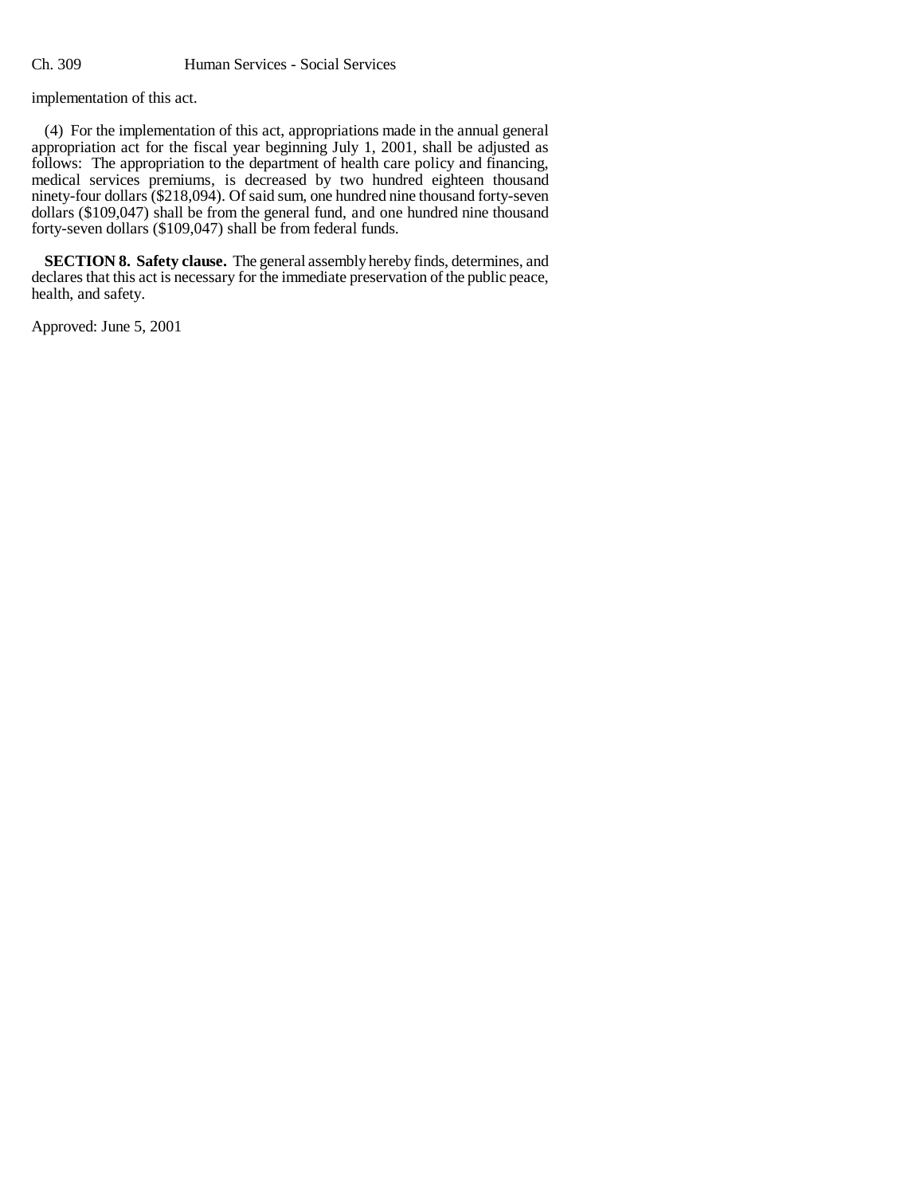implementation of this act.

(4) For the implementation of this act, appropriations made in the annual general appropriation act for the fiscal year beginning July 1, 2001, shall be adjusted as follows: The appropriation to the department of health care policy and financing, medical services premiums, is decreased by two hundred eighteen thousand ninety-four dollars ($218,094). Of said sum, one hundred nine thousand forty-seven dollars ($109,047) shall be from the general fund, and one hundred nine thousand forty-seven dollars ($109,047) shall be from federal funds.

**SECTION 8. Safety clause.** The general assembly hereby finds, determines, and declares that this act is necessary for the immediate preservation of the public peace, health, and safety.

Approved: June 5, 2001